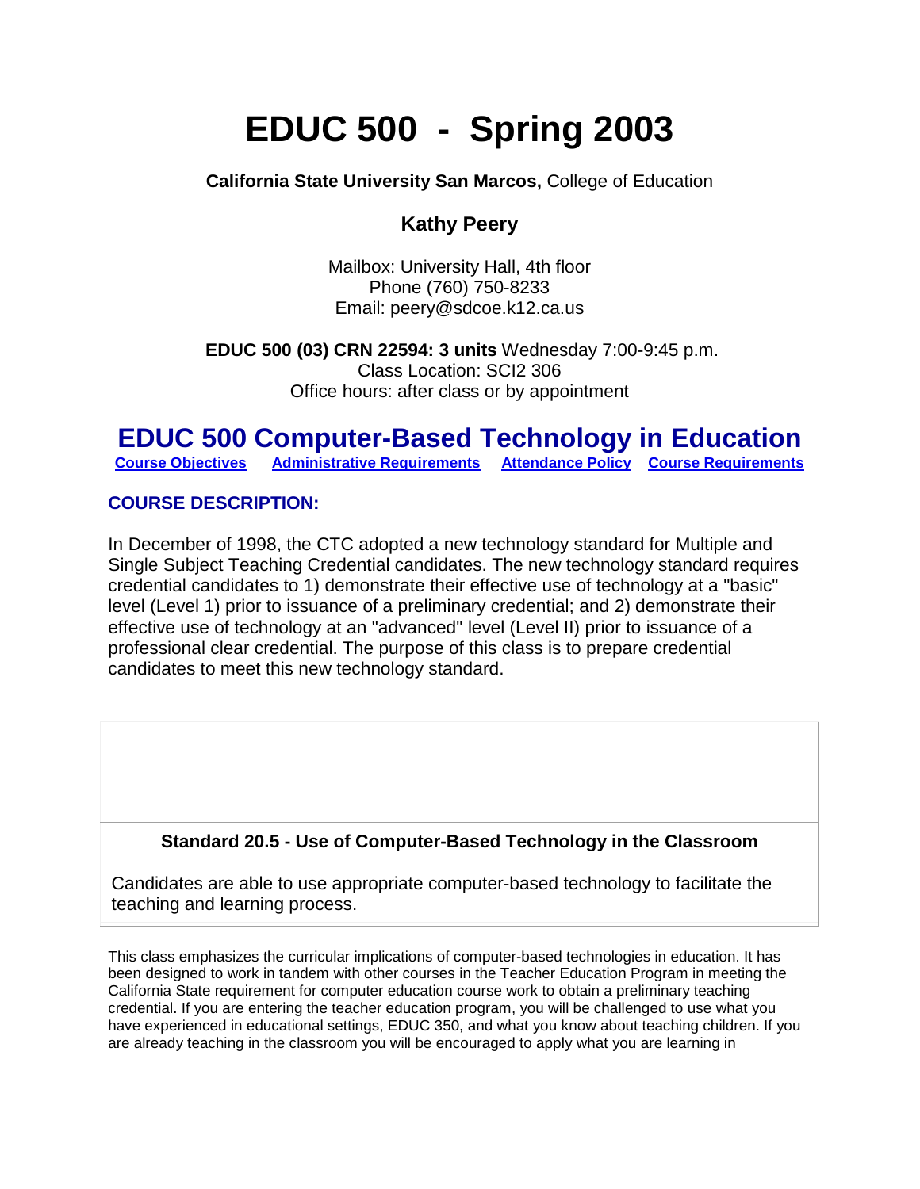# EDUC 500 - Spring 2003

**California State University San Marcos,** College of Education

**Kathy Peery**

Mailbox: University Hall, 4th floor
Phone (760) 750-8233
Email: peery@sdcoe.k12.ca.us

**EDUC 500 (03) CRN 22594: 3 units** Wednesday 7:00-9:45 p.m.
Class Location: SCI2 306
Office hours: after class or by appointment

## EDUC 500 Computer-Based Technology in Education

**Course Objectives** **Administrative Requirements** **Attendance Policy** **Course Requirements**

### COURSE DESCRIPTION:

In December of 1998, the CTC adopted a new technology standard for Multiple and Single Subject Teaching Credential candidates. The new technology standard requires credential candidates to 1) demonstrate their effective use of technology at a "basic" level (Level 1) prior to issuance of a preliminary credential; and 2) demonstrate their effective use of technology at an "advanced" level (Level II) prior to issuance of a professional clear credential. The purpose of this class is to prepare credential candidates to meet this new technology standard.

**Standard 20.5 - Use of Computer-Based Technology in the Classroom**

Candidates are able to use appropriate computer-based technology to facilitate the teaching and learning process.

This class emphasizes the curricular implications of computer-based technologies in education. It has been designed to work in tandem with other courses in the Teacher Education Program in meeting the California State requirement for computer education course work to obtain a preliminary teaching credential. If you are entering the teacher education program, you will be challenged to use what you have experienced in educational settings, EDUC 350, and what you know about teaching children. If you are already teaching in the classroom you will be encouraged to apply what you are learning in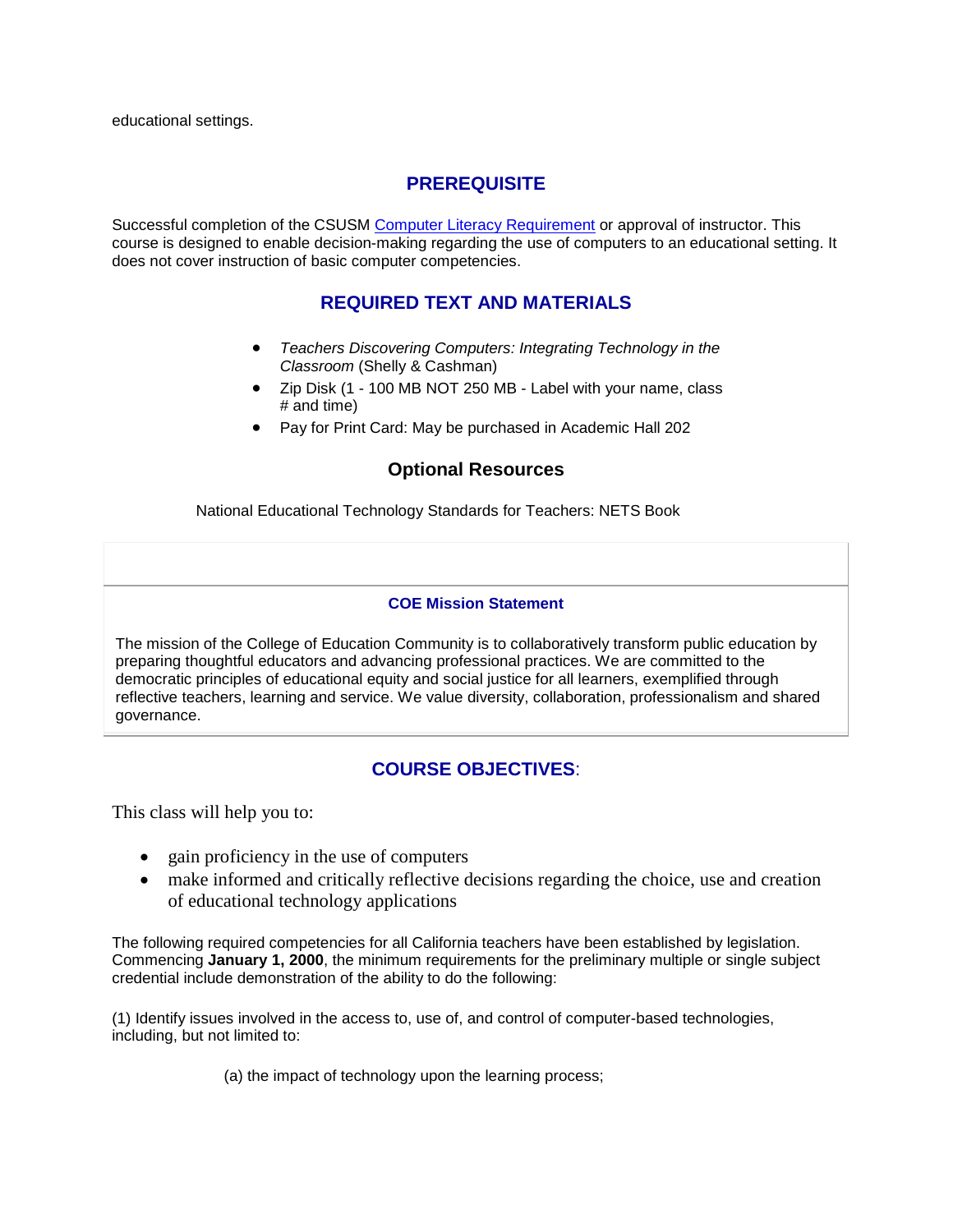educational settings.

## PREREQUISITE

Successful completion of the CSUSM Computer Literacy Requirement or approval of instructor. This course is designed to enable decision-making regarding the use of computers to an educational setting. It does not cover instruction of basic computer competencies.

## REQUIRED TEXT AND MATERIALS

- *Teachers Discovering Computers: Integrating Technology in the Classroom* (Shelly & Cashman)
- Zip Disk (1 - 100 MB NOT 250 MB - Label with your name, class # and time)
- Pay for Print Card: May be purchased in Academic Hall 202

### Optional Resources

National Educational Technology Standards for Teachers: NETS Book

### COE Mission Statement

The mission of the College of Education Community is to collaboratively transform public education by preparing thoughtful educators and advancing professional practices. We are committed to the democratic principles of educational equity and social justice for all learners, exemplified through reflective teachers, learning and service. We value diversity, collaboration, professionalism and shared governance.

## COURSE OBJECTIVES:

This class will help you to:

- gain proficiency in the use of computers
- make informed and critically reflective decisions regarding the choice, use and creation of educational technology applications

The following required competencies for all California teachers have been established by legislation. Commencing **January 1, 2000**, the minimum requirements for the preliminary multiple or single subject credential include demonstration of the ability to do the following:

(1) Identify issues involved in the access to, use of, and control of computer-based technologies, including, but not limited to:

(a) the impact of technology upon the learning process;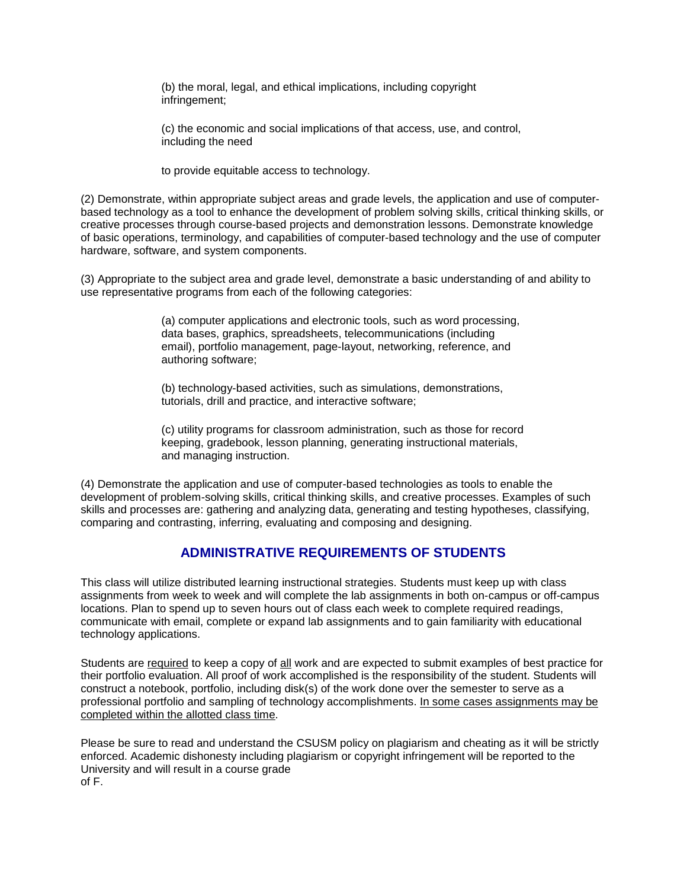(b) the moral, legal, and ethical implications, including copyright infringement;

(c) the economic and social implications of that access, use, and control, including the need

to provide equitable access to technology.

(2) Demonstrate, within appropriate subject areas and grade levels, the application and use of computer-based technology as a tool to enhance the development of problem solving skills, critical thinking skills, or creative processes through course-based projects and demonstration lessons. Demonstrate knowledge of basic operations, terminology, and capabilities of computer-based technology and the use of computer hardware, software, and system components.

(3) Appropriate to the subject area and grade level, demonstrate a basic understanding of and ability to use representative programs from each of the following categories:

(a) computer applications and electronic tools, such as word processing, data bases, graphics, spreadsheets, telecommunications (including email), portfolio management, page-layout, networking, reference, and authoring software;

(b) technology-based activities, such as simulations, demonstrations, tutorials, drill and practice, and interactive software;

(c) utility programs for classroom administration, such as those for record keeping, gradebook, lesson planning, generating instructional materials, and managing instruction.

(4) Demonstrate the application and use of computer-based technologies as tools to enable the development of problem-solving skills, critical thinking skills, and creative processes. Examples of such skills and processes are: gathering and analyzing data, generating and testing hypotheses, classifying, comparing and contrasting, inferring, evaluating and composing and designing.

## ADMINISTRATIVE REQUIREMENTS OF STUDENTS

This class will utilize distributed learning instructional strategies. Students must keep up with class assignments from week to week and will complete the lab assignments in both on-campus or off-campus locations. Plan to spend up to seven hours out of class each week to complete required readings, communicate with email, complete or expand lab assignments and to gain familiarity with educational technology applications.

Students are <u>required</u> to keep a copy of <u>all</u> work and are expected to submit examples of best practice for their portfolio evaluation. All proof of work accomplished is the responsibility of the student. Students will construct a notebook, portfolio, including disk(s) of the work done over the semester to serve as a professional portfolio and sampling of technology accomplishments. <u>In some cases assignments may be completed within the allotted class time</u>.

Please be sure to read and understand the CSUSM policy on plagiarism and cheating as it will be strictly enforced. Academic dishonesty including plagiarism or copyright infringement will be reported to the University and will result in a course grade of F.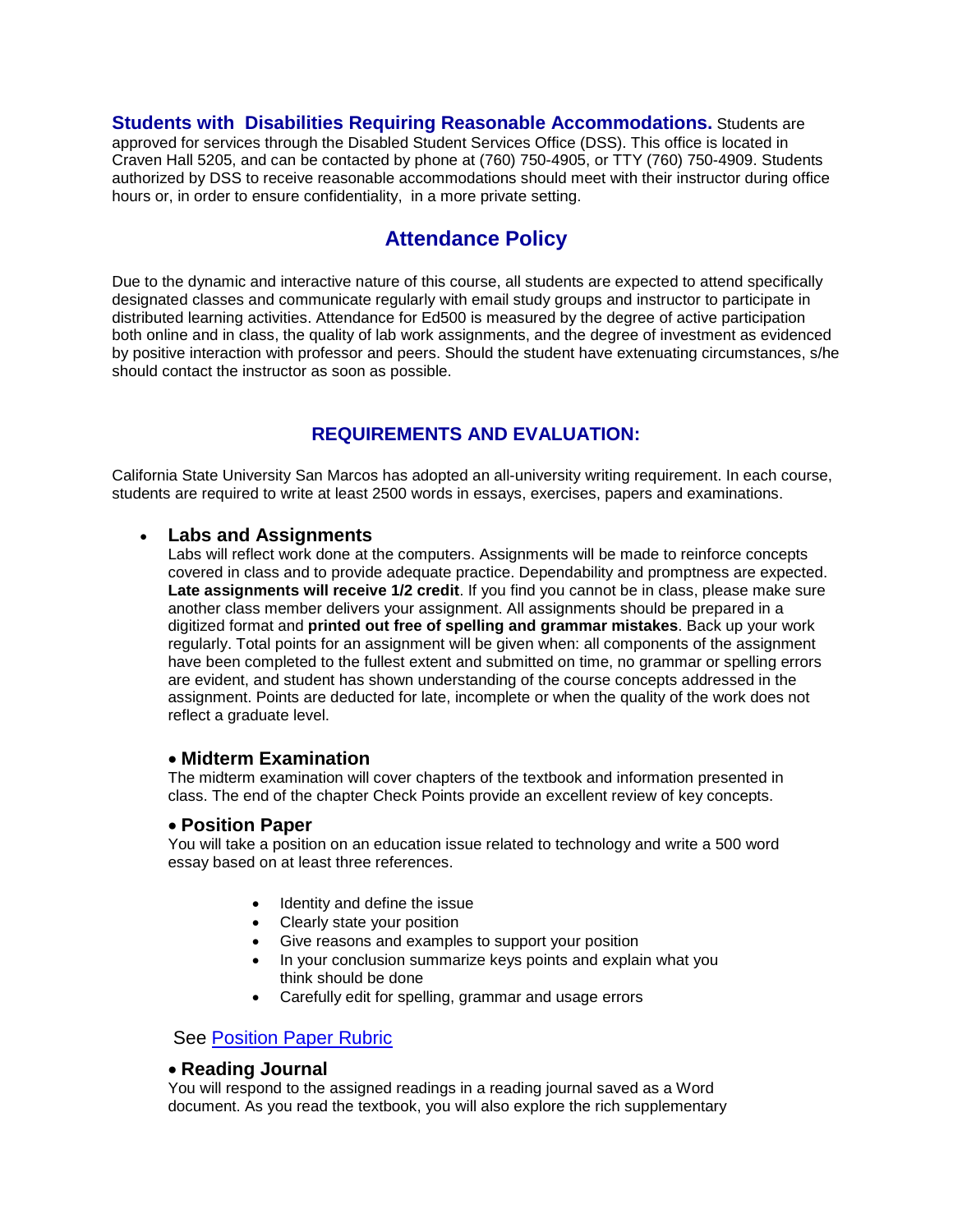**Students with Disabilities Requiring Reasonable Accommodations.** Students are approved for services through the Disabled Student Services Office (DSS). This office is located in Craven Hall 5205, and can be contacted by phone at (760) 750-4905, or TTY (760) 750-4909. Students authorized by DSS to receive reasonable accommodations should meet with their instructor during office hours or, in order to ensure confidentiality, in a more private setting.

## Attendance Policy

Due to the dynamic and interactive nature of this course, all students are expected to attend specifically designated classes and communicate regularly with email study groups and instructor to participate in distributed learning activities. Attendance for Ed500 is measured by the degree of active participation both online and in class, the quality of lab work assignments, and the degree of investment as evidenced by positive interaction with professor and peers. Should the student have extenuating circumstances, s/he should contact the instructor as soon as possible.

## REQUIREMENTS AND EVALUATION:

California State University San Marcos has adopted an all-university writing requirement. In each course, students are required to write at least 2500 words in essays, exercises, papers and examinations.

- **Labs and Assignments**
  Labs will reflect work done at the computers. Assignments will be made to reinforce concepts covered in class and to provide adequate practice. Dependability and promptness are expected. **Late assignments will receive 1/2 credit**. If you find you cannot be in class, please make sure another class member delivers your assignment. All assignments should be prepared in a digitized format and **printed out free of spelling and grammar mistakes**. Back up your work regularly. Total points for an assignment will be given when: all components of the assignment have been completed to the fullest extent and submitted on time, no grammar or spelling errors are evident, and student has shown understanding of the course concepts addressed in the assignment. Points are deducted for late, incomplete or when the quality of the work does not reflect a graduate level.

- **Midterm Examination**
  The midterm examination will cover chapters of the textbook and information presented in class. The end of the chapter Check Points provide an excellent review of key concepts.

- **Position Paper**
  You will take a position on an education issue related to technology and write a 500 word essay based on at least three references.

    - Identity and define the issue
    - Clearly state your position
    - Give reasons and examples to support your position
    - In your conclusion summarize keys points and explain what you think should be done
    - Carefully edit for spelling, grammar and usage errors

  See [Position Paper Rubric]

- **Reading Journal**
  You will respond to the assigned readings in a reading journal saved as a Word document. As you read the textbook, you will also explore the rich supplementary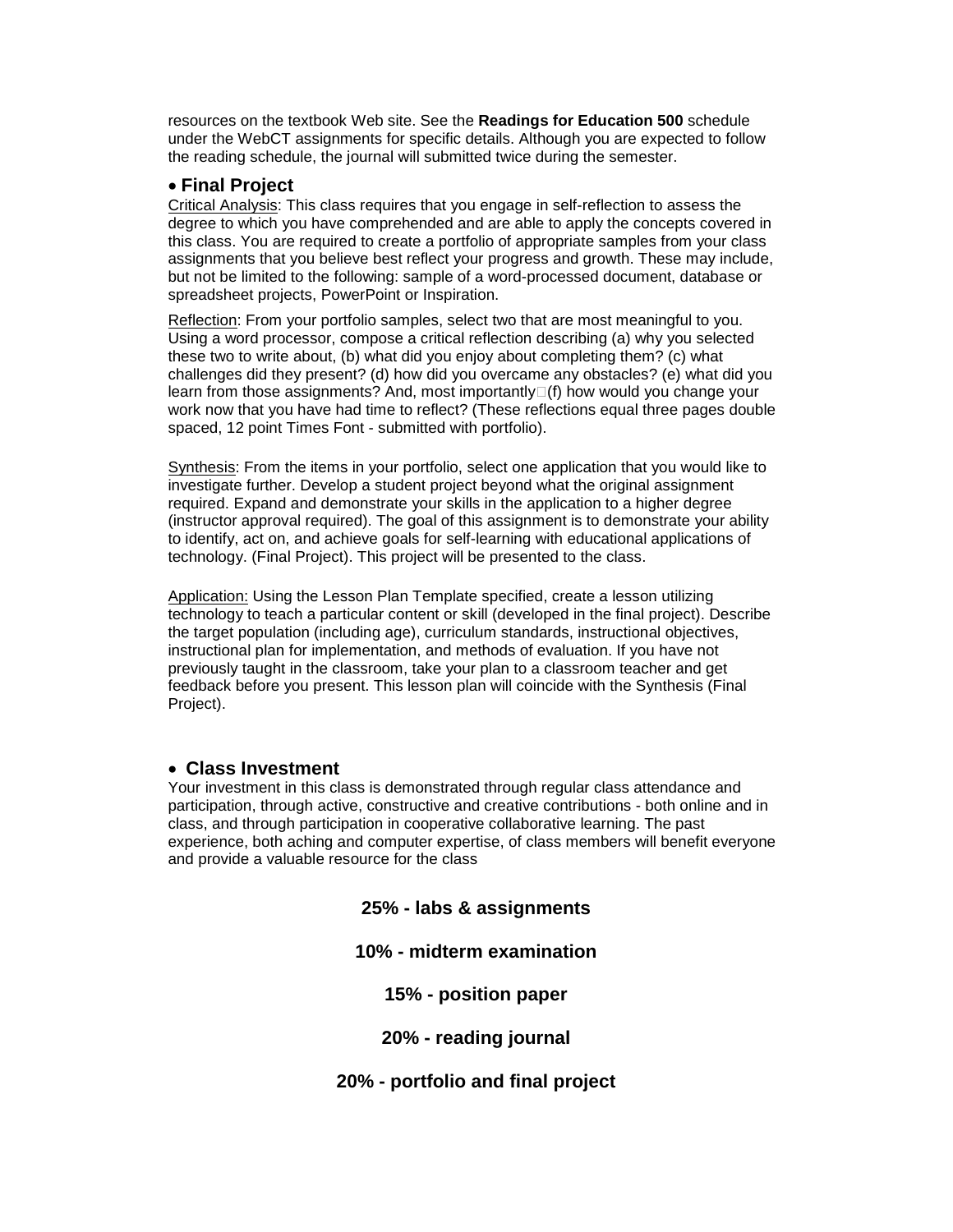resources on the textbook Web site. See the **Readings for Education 500** schedule under the WebCT assignments for specific details. Although you are expected to follow the reading schedule, the journal will submitted twice during the semester.

- **Final Project**

Critical Analysis: This class requires that you engage in self-reflection to assess the degree to which you have comprehended and are able to apply the concepts covered in this class. You are required to create a portfolio of appropriate samples from your class assignments that you believe best reflect your progress and growth. These may include, but not be limited to the following: sample of a word-processed document, database or spreadsheet projects, PowerPoint or Inspiration.

Reflection: From your portfolio samples, select two that are most meaningful to you. Using a word processor, compose a critical reflection describing (a) why you selected these two to write about, (b) what did you enjoy about completing them? (c) what challenges did they present? (d) how did you overcame any obstacles? (e) what did you learn from those assignments? And, most importantly(f) how would you change your work now that you have had time to reflect? (These reflections equal three pages double spaced, 12 point Times Font - submitted with portfolio).

Synthesis: From the items in your portfolio, select one application that you would like to investigate further. Develop a student project beyond what the original assignment required. Expand and demonstrate your skills in the application to a higher degree (instructor approval required). The goal of this assignment is to demonstrate your ability to identify, act on, and achieve goals for self-learning with educational applications of technology. (Final Project). This project will be presented to the class.

Application: Using the Lesson Plan Template specified, create a lesson utilizing technology to teach a particular content or skill (developed in the final project). Describe the target population (including age), curriculum standards, instructional objectives, instructional plan for implementation, and methods of evaluation. If you have not previously taught in the classroom, take your plan to a classroom teacher and get feedback before you present. This lesson plan will coincide with the Synthesis (Final Project).

- **Class Investment**

Your investment in this class is demonstrated through regular class attendance and participation, through active, constructive and creative contributions - both online and in class, and through participation in cooperative collaborative learning. The past experience, both aching and computer expertise, of class members will benefit everyone and provide a valuable resource for the class

**25% - labs & assignments**

**10% - midterm examination**

**15% - position paper**

**20% - reading journal**

**20% - portfolio and final project**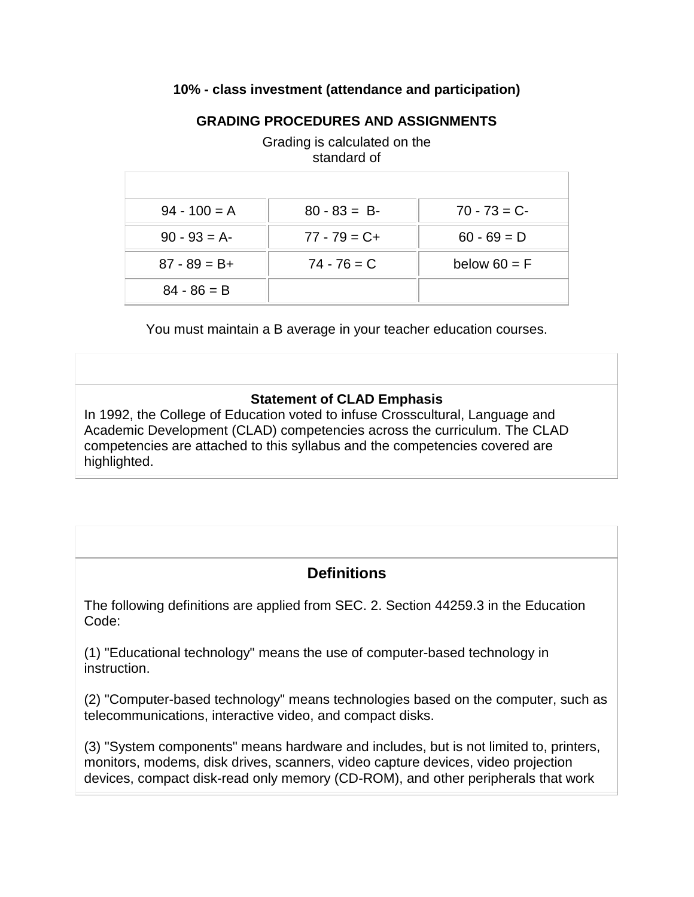**10% - class investment (attendance and participation)**

## GRADING PROCEDURES AND ASSIGNMENTS

Grading is calculated on the standard of

| | | |
|---|---|---|
| 94 - 100 = A | 80 - 83 = B- | 70 - 73 = C- |
| 90 - 93 = A- | 77 - 79 = C+ | 60 - 69 = D |
| 87 - 89 = B+ | 74 - 76 = C | below 60 = F |
| 84 - 86 = B | | |

You must maintain a B average in your teacher education courses.

**Statement of CLAD Emphasis**

In 1992, the College of Education voted to infuse Crosscultural, Language and Academic Development (CLAD) competencies across the curriculum. The CLAD competencies are attached to this syllabus and the competencies covered are highlighted.

## Definitions

The following definitions are applied from SEC. 2. Section 44259.3 in the Education Code:

(1) "Educational technology" means the use of computer-based technology in instruction.

(2) "Computer-based technology" means technologies based on the computer, such as telecommunications, interactive video, and compact disks.

(3) "System components" means hardware and includes, but is not limited to, printers, monitors, modems, disk drives, scanners, video capture devices, video projection devices, compact disk-read only memory (CD-ROM), and other peripherals that work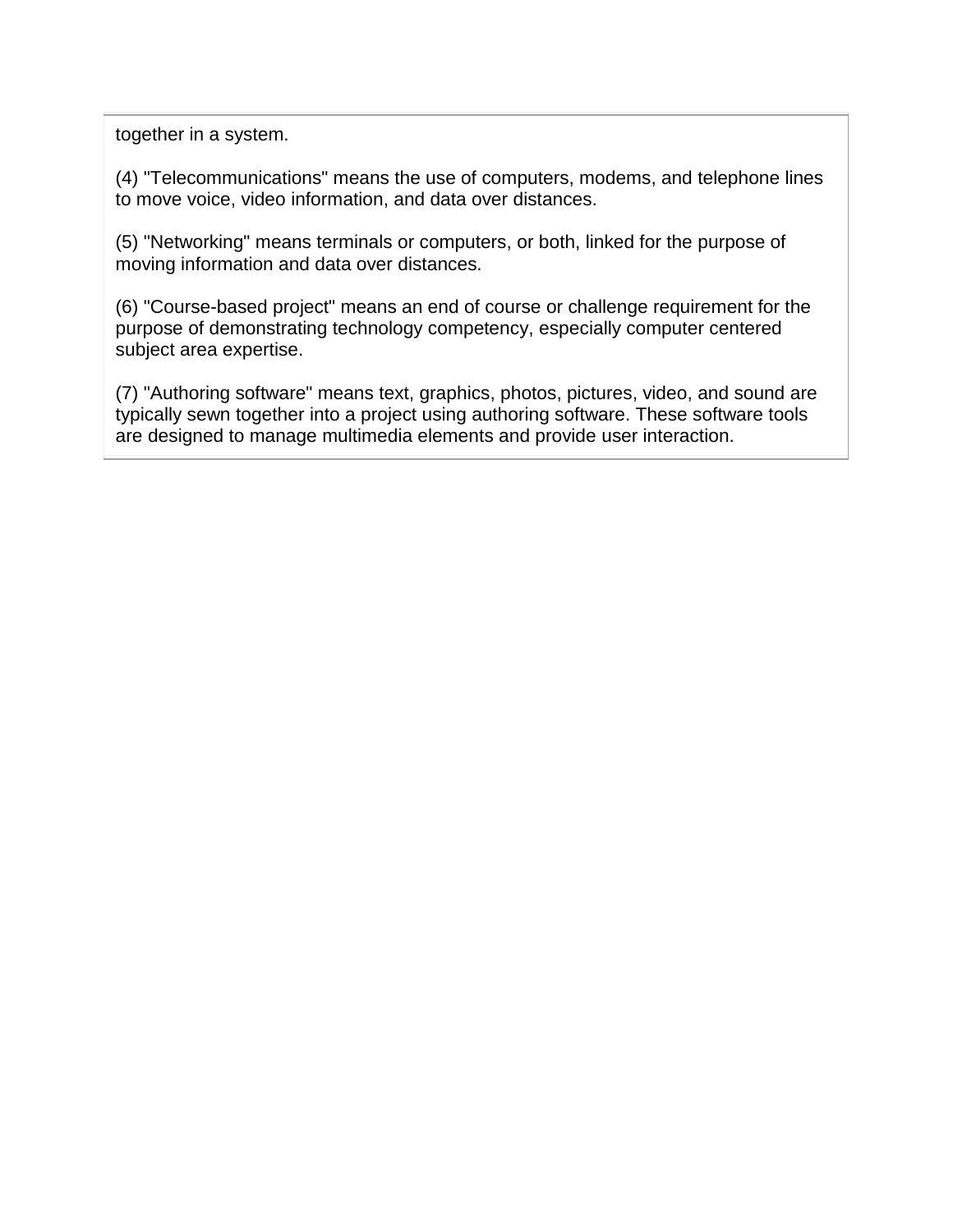together in a system.

(4) "Telecommunications" means the use of computers, modems, and telephone lines to move voice, video information, and data over distances.

(5) "Networking" means terminals or computers, or both, linked for the purpose of moving information and data over distances.

(6) "Course-based project" means an end of course or challenge requirement for the purpose of demonstrating technology competency, especially computer centered subject area expertise.

(7) "Authoring software" means text, graphics, photos, pictures, video, and sound are typically sewn together into a project using authoring software. These software tools are designed to manage multimedia elements and provide user interaction.